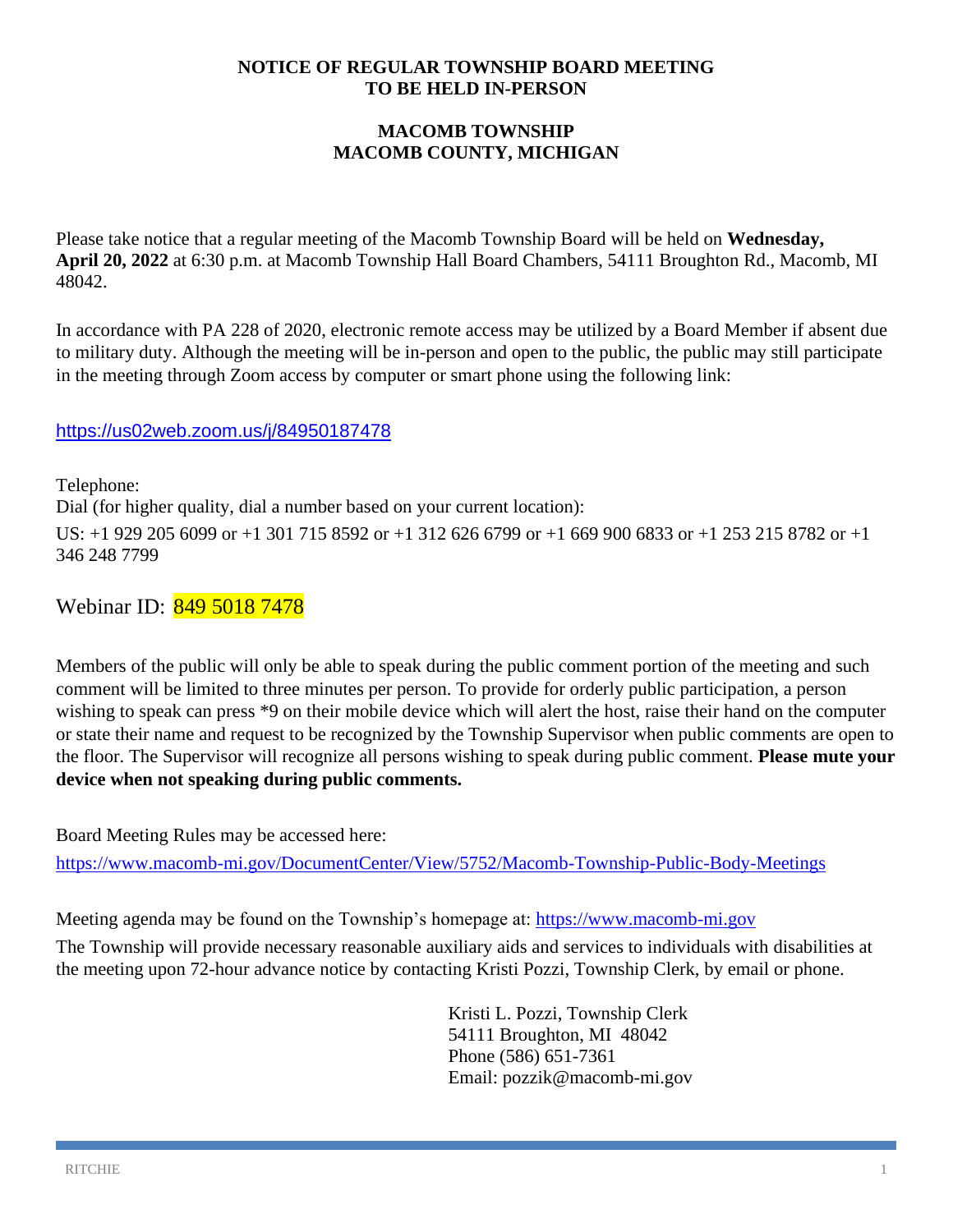**NOTICE OF REGULAR TOWNSHIP BOARD MEETING TO BE HELD IN-PERSON**

**MACOMB TOWNSHIP**
**MACOMB COUNTY, MICHIGAN**

Please take notice that a regular meeting of the Macomb Township Board will be held on **Wednesday, April 20, 2022** at 6:30 p.m. at Macomb Township Hall Board Chambers, 54111 Broughton Rd., Macomb, MI 48042.

In accordance with PA 228 of 2020, electronic remote access may be utilized by a Board Member if absent due to military duty. Although the meeting will be in-person and open to the public, the public may still participate in the meeting through Zoom access by computer or smart phone using the following link:

https://us02web.zoom.us/j/84950187478

Telephone:
Dial (for higher quality, dial a number based on your current location):
US: +1 929 205 6099 or +1 301 715 8592 or +1 312 626 6799 or +1 669 900 6833 or +1 253 215 8782 or +1 346 248 7799

Webinar ID: 849 5018 7478

Members of the public will only be able to speak during the public comment portion of the meeting and such comment will be limited to three minutes per person. To provide for orderly public participation, a person wishing to speak can press *9 on their mobile device which will alert the host, raise their hand on the computer or state their name and request to be recognized by the Township Supervisor when public comments are open to the floor. The Supervisor will recognize all persons wishing to speak during public comment. **Please mute your device when not speaking during public comments.**

Board Meeting Rules may be accessed here:
https://www.macomb-mi.gov/DocumentCenter/View/5752/Macomb-Township-Public-Body-Meetings

Meeting agenda may be found on the Township's homepage at: https://www.macomb-mi.gov

The Township will provide necessary reasonable auxiliary aids and services to individuals with disabilities at the meeting upon 72-hour advance notice by contacting Kristi Pozzi, Township Clerk, by email or phone.

Kristi L. Pozzi, Township Clerk
54111 Broughton, MI 48042
Phone (586) 651-7361
Email: pozzik@macomb-mi.gov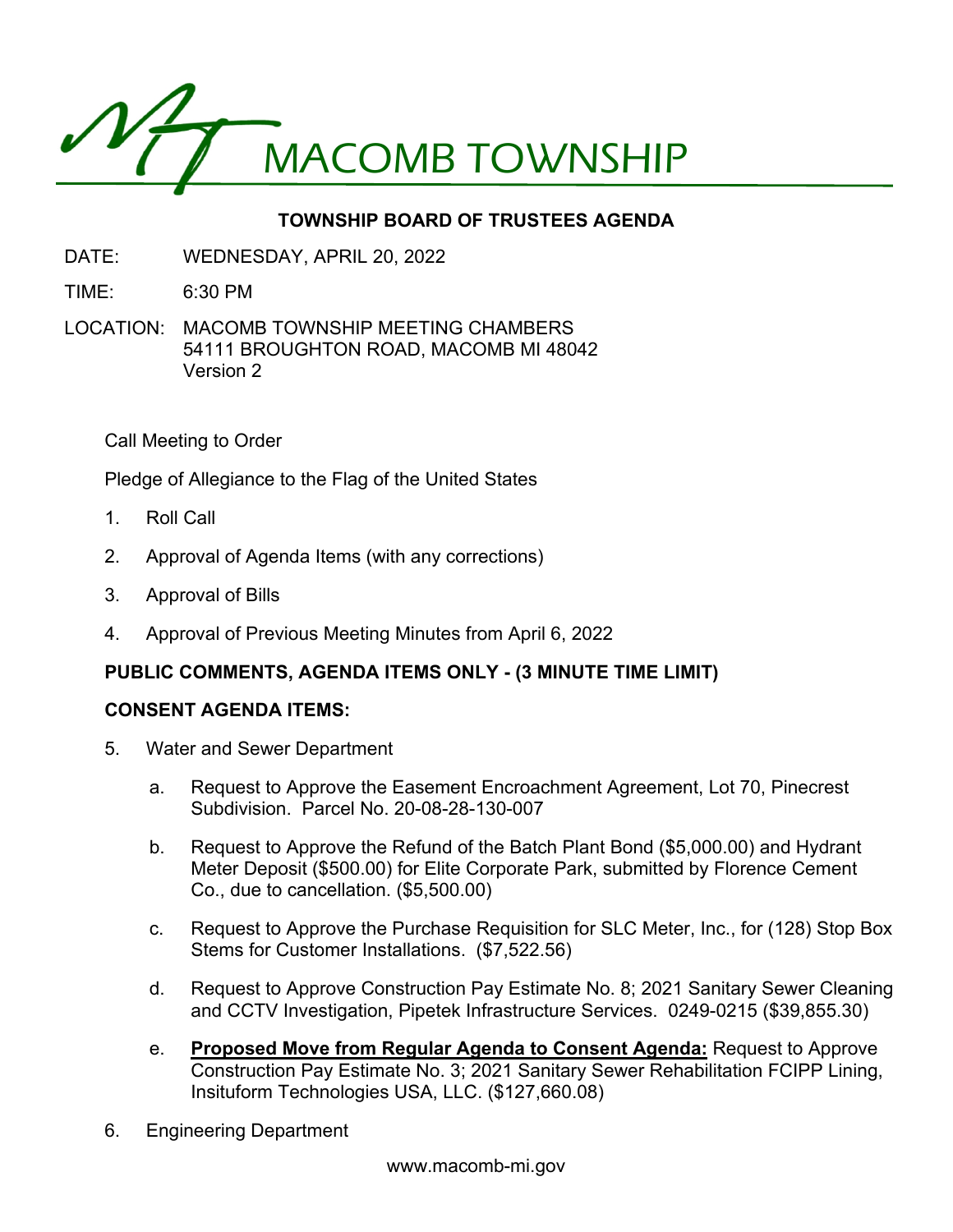# MACOMB TOWNSHIP

## TOWNSHIP BOARD OF TRUSTEES AGENDA

DATE: WEDNESDAY, APRIL 20, 2022

TIME: 6:30 PM

LOCATION: MACOMB TOWNSHIP MEETING CHAMBERS
54111 BROUGHTON ROAD, MACOMB MI 48042
Version 2

Call Meeting to Order

Pledge of Allegiance to the Flag of the United States

1. Roll Call
2. Approval of Agenda Items (with any corrections)
3. Approval of Bills
4. Approval of Previous Meeting Minutes from April 6, 2022

**PUBLIC COMMENTS, AGENDA ITEMS ONLY - (3 MINUTE TIME LIMIT)**

**CONSENT AGENDA ITEMS:**

5. Water and Sewer Department
   a. Request to Approve the Easement Encroachment Agreement, Lot 70, Pinecrest Subdivision. Parcel No. 20-08-28-130-007
   b. Request to Approve the Refund of the Batch Plant Bond ($5,000.00) and Hydrant Meter Deposit ($500.00) for Elite Corporate Park, submitted by Florence Cement Co., due to cancellation. ($5,500.00)
   c. Request to Approve the Purchase Requisition for SLC Meter, Inc., for (128) Stop Box Stems for Customer Installations. ($7,522.56)
   d. Request to Approve Construction Pay Estimate No. 8; 2021 Sanitary Sewer Cleaning and CCTV Investigation, Pipetek Infrastructure Services. 0249-0215 ($39,855.30)
   e. **Proposed Move from Regular Agenda to Consent Agenda:** Request to Approve Construction Pay Estimate No. 3; 2021 Sanitary Sewer Rehabilitation FCIPP Lining, Insituform Technologies USA, LLC. ($127,660.08)
6. Engineering Department

www.macomb-mi.gov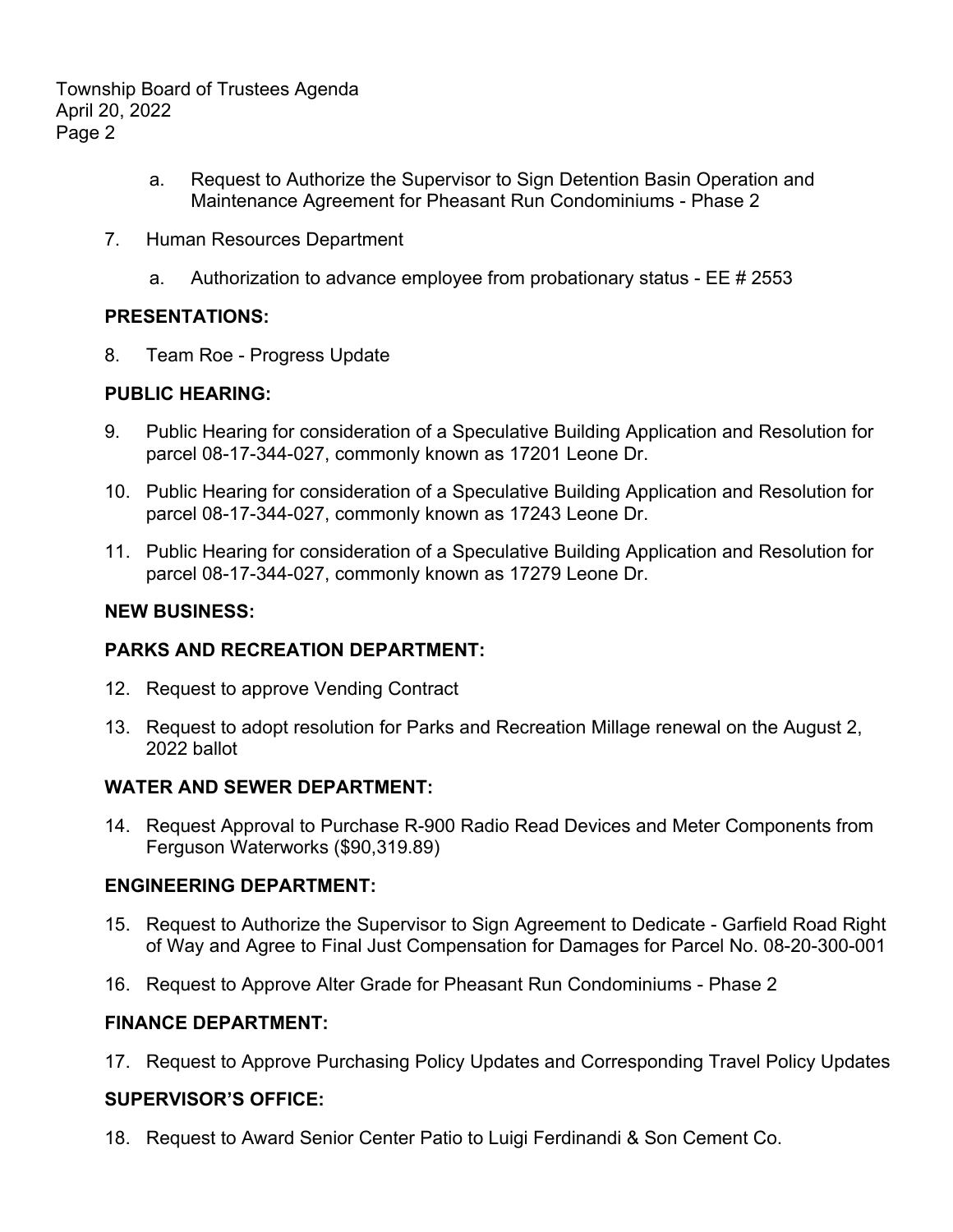a. Request to Authorize the Supervisor to Sign Detention Basin Operation and Maintenance Agreement for Pheasant Run Condominiums - Phase 2

7. Human Resources Department

    a. Authorization to advance employee from probationary status - EE # 2553

**PRESENTATIONS:**

8. Team Roe - Progress Update

**PUBLIC HEARING:**

9. Public Hearing for consideration of a Speculative Building Application and Resolution for parcel 08-17-344-027, commonly known as 17201 Leone Dr.

10. Public Hearing for consideration of a Speculative Building Application and Resolution for parcel 08-17-344-027, commonly known as 17243 Leone Dr.

11. Public Hearing for consideration of a Speculative Building Application and Resolution for parcel 08-17-344-027, commonly known as 17279 Leone Dr.

**NEW BUSINESS:**

**PARKS AND RECREATION DEPARTMENT:**

12. Request to approve Vending Contract

13. Request to adopt resolution for Parks and Recreation Millage renewal on the August 2, 2022 ballot

**WATER AND SEWER DEPARTMENT:**

14. Request Approval to Purchase R-900 Radio Read Devices and Meter Components from Ferguson Waterworks ($90,319.89)

**ENGINEERING DEPARTMENT:**

15. Request to Authorize the Supervisor to Sign Agreement to Dedicate - Garfield Road Right of Way and Agree to Final Just Compensation for Damages for Parcel No. 08-20-300-001

16. Request to Approve Alter Grade for Pheasant Run Condominiums - Phase 2

**FINANCE DEPARTMENT:**

17. Request to Approve Purchasing Policy Updates and Corresponding Travel Policy Updates

**SUPERVISOR'S OFFICE:**

18. Request to Award Senior Center Patio to Luigi Ferdinandi & Son Cement Co.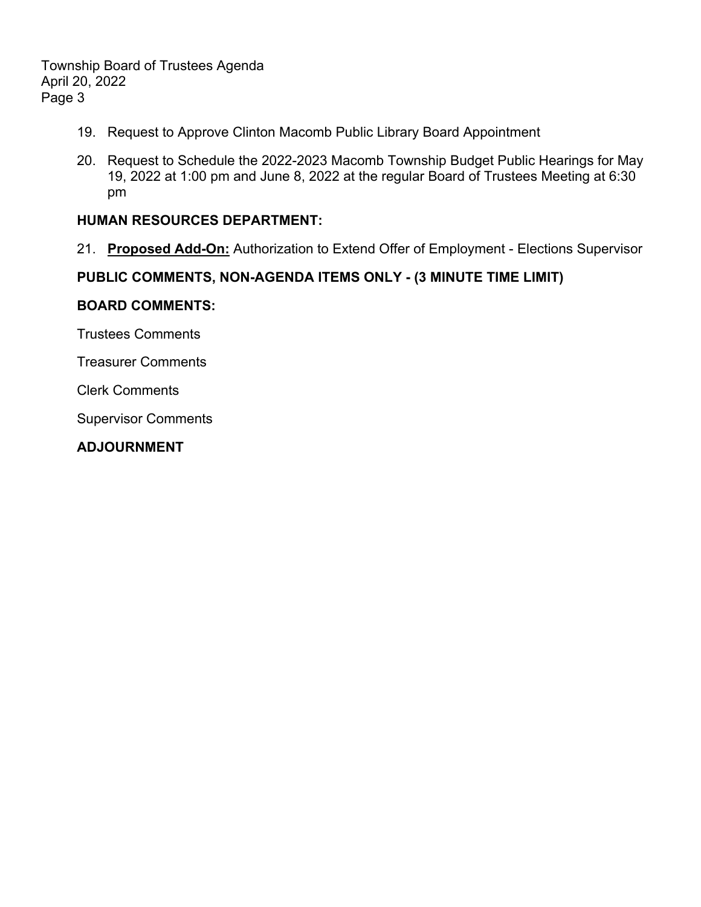19. Request to Approve Clinton Macomb Public Library Board Appointment

20. Request to Schedule the 2022-2023 Macomb Township Budget Public Hearings for May 19, 2022 at 1:00 pm and June 8, 2022 at the regular Board of Trustees Meeting at 6:30 pm

**HUMAN RESOURCES DEPARTMENT:**

21. **Proposed Add-On:** Authorization to Extend Offer of Employment - Elections Supervisor

**PUBLIC COMMENTS, NON-AGENDA ITEMS ONLY - (3 MINUTE TIME LIMIT)**

**BOARD COMMENTS:**

Trustees Comments

Treasurer Comments

Clerk Comments

Supervisor Comments

**ADJOURNMENT**